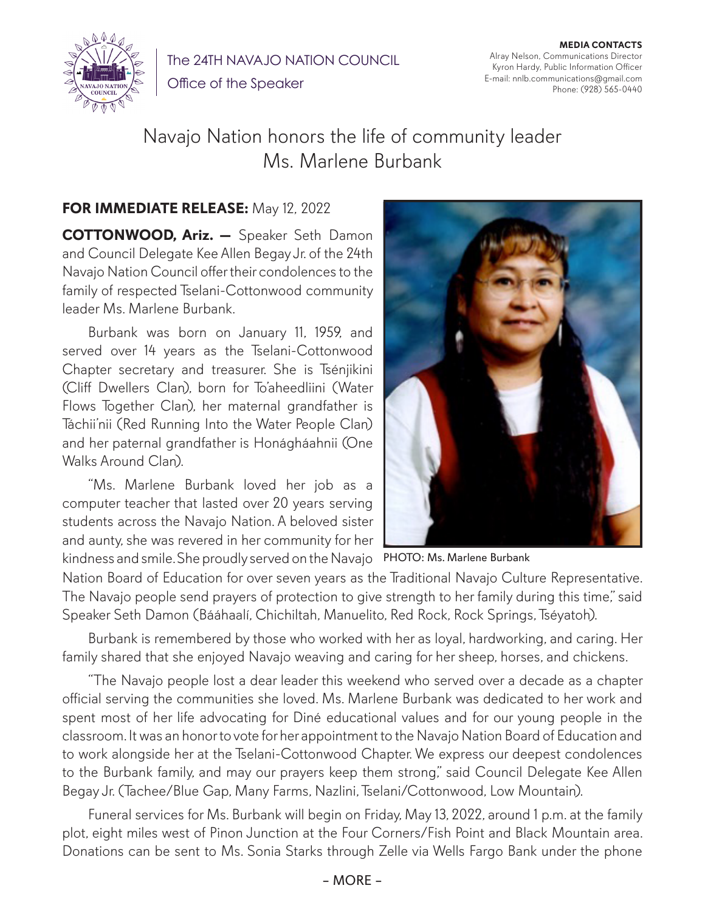The 24TH NAVAJO NATION COUNCIL

Office of the Speaker

**MEDIA CONTACTS**
Alray Nelson, Communications Director
Kyron Hardy, Public Information Officer
E-mail: nnlb.communications@gmail.com
Phone: (928) 565-0440

# Navajo Nation honors the life of community leader Ms. Marlene Burbank

**FOR IMMEDIATE RELEASE:** May 12, 2022

**COTTONWOOD, Ariz. —** Speaker Seth Damon and Council Delegate Kee Allen Begay Jr. of the 24th Navajo Nation Council offer their condolences to the family of respected Tselani-Cottonwood community leader Ms. Marlene Burbank.

Burbank was born on January 11, 1959, and served over 14 years as the Tselani-Cottonwood Chapter secretary and treasurer. She is Tsénjikini (Cliff Dwellers Clan), born for To'aheedliini (Water Flows Together Clan), her maternal grandfather is Táchii'nii (Red Running Into the Water People Clan) and her paternal grandfather is Honágháahnii (One Walks Around Clan).

PHOTO: Ms. Marlene Burbank

"Ms. Marlene Burbank loved her job as a computer teacher that lasted over 20 years serving students across the Navajo Nation. A beloved sister and aunty, she was revered in her community for her kindness and smile. She proudly served on the Navajo Nation Board of Education for over seven years as the Traditional Navajo Culture Representative. The Navajo people send prayers of protection to give strength to her family during this time," said Speaker Seth Damon (Bááhaalí, Chichiltah, Manuelito, Red Rock, Rock Springs, Tséyatoh).

Burbank is remembered by those who worked with her as loyal, hardworking, and caring. Her family shared that she enjoyed Navajo weaving and caring for her sheep, horses, and chickens.

"The Navajo people lost a dear leader this weekend who served over a decade as a chapter official serving the communities she loved. Ms. Marlene Burbank was dedicated to her work and spent most of her life advocating for Diné educational values and for our young people in the classroom. It was an honor to vote for her appointment to the Navajo Nation Board of Education and to work alongside her at the Tselani-Cottonwood Chapter. We express our deepest condolences to the Burbank family, and may our prayers keep them strong," said Council Delegate Kee Allen Begay Jr. (Tachee/Blue Gap, Many Farms, Nazlini, Tselani/Cottonwood, Low Mountain).

Funeral services for Ms. Burbank will begin on Friday, May 13, 2022, around 1 p.m. at the family plot, eight miles west of Pinon Junction at the Four Corners/Fish Point and Black Mountain area. Donations can be sent to Ms. Sonia Starks through Zelle via Wells Fargo Bank under the phone

– MORE –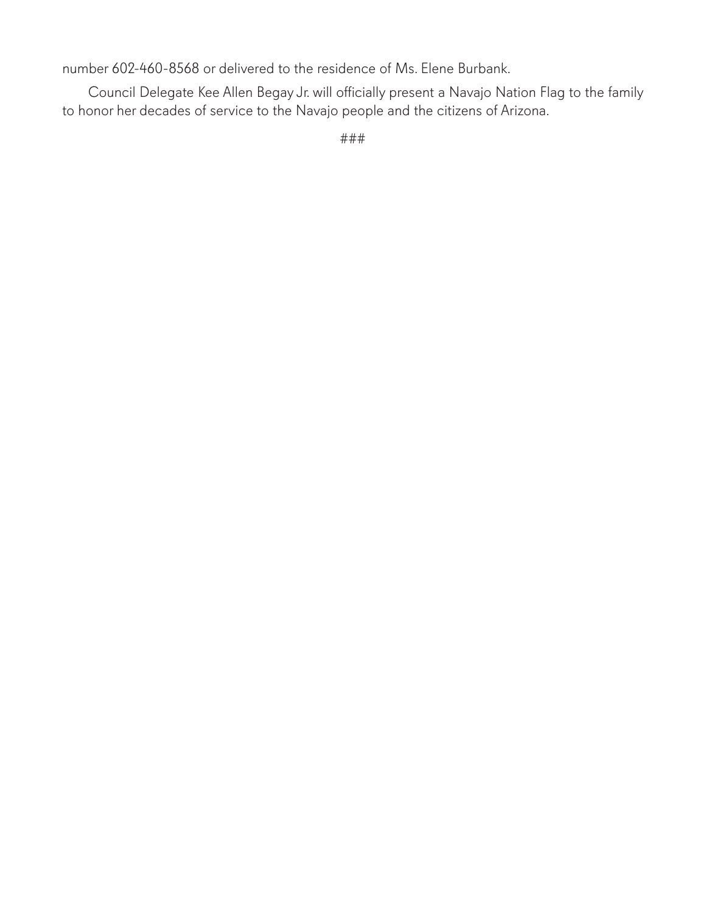number 602-460-8568 or delivered to the residence of Ms. Elene Burbank.

Council Delegate Kee Allen Begay Jr. will officially present a Navajo Nation Flag to the family to honor her decades of service to the Navajo people and the citizens of Arizona.

###